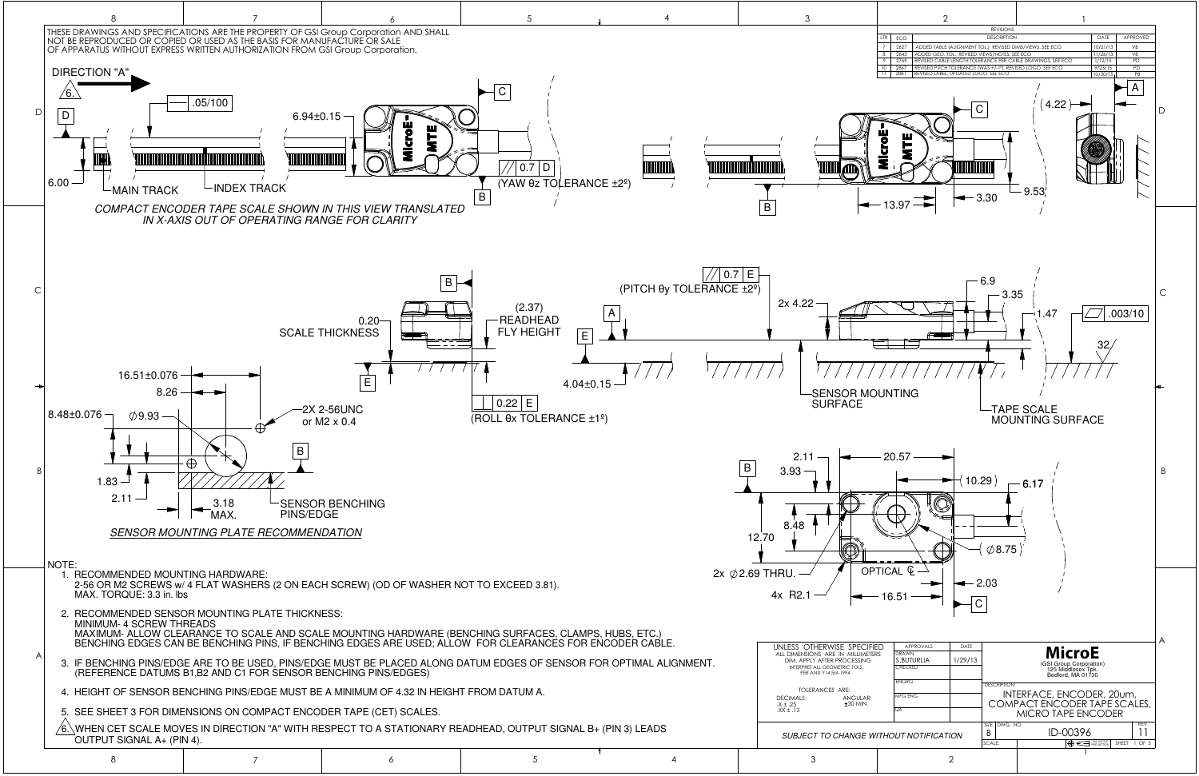THESE DRAWINGS AND SPECIFICATIONS ARE THE PROPERTY OF GSI Group Corporation AND SHALL NOT BE REPRODUCED OR COPIED OR USED AS THE BASIS FOR MANUFACTURE OR SALE OF APPARATUS WITHOUT EXPRESS WRITTEN AUTHORIZATION FROM GSI Group Corporation.

| REVISIONS | | | | |
|---|---|---|---|---|
| LTR | ECO | DESCRIPTION | DATE | APPROVED |
| 7 | 2627 | ADDED TABLE (ALIGNMENT TOL.), REVISED DIMS/VIEWS. SEE ECO | 10/21/13 | VB |
| 8 | 2643 | ADDED GEO. TOL., REVISED VIEWS/NOTES. SEE ECO | 11/26/13 | VB |
| 9 | 2749 | REVISED CABLE LENGTH TOLERANCE PER CABLE DRAWINGS. SEE ECO | 1/12/15 | PD |
| 10 | 2867 | REVISED PITCH TOLERANCE (WAS +/-1º), REVISED LOGO. SEE ECO | 9/23/15 | PD |
| 11 | 2881 | REVISED CABLE, UPDATED LOGO. SEE ECO | 10/30/15 | PB |

DIRECTION "A" (6.)

MAIN TRACK — INDEX TRACK

COMPACT ENCODER TAPE SCALE SHOWN IN THIS VIEW TRANSLATED IN X-AXIS OUT OF OPERATING RANGE FOR CLARITY

(YAW θz TOLERANCE ±2º) — // 0.7 D

(PITCH θy TOLERANCE ±2º) — // 0.7 E

(ROLL θx TOLERANCE ±1º) — ⊥ 0.22 E

0.20 SCALE THICKNESS

(2.37) READHEAD FLY HEIGHT

SENSOR MOUNTING SURFACE

TAPE SCALE MOUNTING SURFACE

2X 2-56UNC or M2 x 0.4

SENSOR BENCHING PINS/EDGE

*SENSOR MOUNTING PLATE RECOMMENDATION*

2x ∅2.69 THRU.

4x R2.1

OPTICAL ℄

NOTE:

1. RECOMMENDED MOUNTING HARDWARE: 2-56 OR M2 SCREWS w/ 4 FLAT WASHERS (2 ON EACH SCREW) (OD OF WASHER NOT TO EXCEED 3.81). MAX. TORQUE: 3.3 in. lbs
2. RECOMMENDED SENSOR MOUNTING PLATE THICKNESS: MINIMUM- 4 SCREW THREADS. MAXIMUM- ALLOW CLEARANCE TO SCALE AND SCALE MOUNTING HARDWARE (BENCHING SURFACES, CLAMPS, HUBS, ETC.) BENCHING EDGES CAN BE BENCHING PINS, IF BENCHING EDGES ARE USED; ALLOW FOR CLEARANCES FOR ENCODER CABLE.
3. IF BENCHING PINS/EDGE ARE TO BE USED, PINS/EDGE MUST BE PLACED ALONG DATUM EDGES OF SENSOR FOR OPTIMAL ALIGNMENT. (REFERENCE DATUMS B1,B2 AND C1 FOR SENSOR BENCHING PINS/EDGES)
4. HEIGHT OF SENSOR BENCHING PINS/EDGE MUST BE A MINIMUM OF 4.32 IN HEIGHT FROM DATUM A.
5. SEE SHEET 3 FOR DIMENSIONS ON COMPACT ENCODER TAPE (CET) SCALES.
6. WHEN CET SCALE MOVES IN DIRECTION "A" WITH RESPECT TO A STATIONARY READHEAD, OUTPUT SIGNAL B+ (PIN 3) LEADS OUTPUT SIGNAL A+ (PIN 4).

UNLESS OTHERWISE SPECIFIED ALL DIMENSIONS ARE IN MILLIMETERS. DIM. APPLY AFTER PROCESSING. INTERPRET ALL GEOMETRIC TOLS. PER ANSI Y14.5M-1994

TOLERANCES ARE: DECIMALS: .X ± .25, .XX ± .13; ANGULAR: ±30 MIN.

DRAWN: S.BUTURLIA 1/29/13

*SUBJECT TO CHANGE WITHOUT NOTIFICATION*

**MicroE** (GSI Group Corporation) 125 Middlesex Tpk. Bedford, MA 01730

DESCRIPTION: INTERFACE, ENCODER, 20um, COMPACT ENCODER TAPE SCALES, MICRO TAPE ENCODER

SIZE: B — DWG. NO.: ID-00396 — REV.: 11 — SHEET 1 OF 3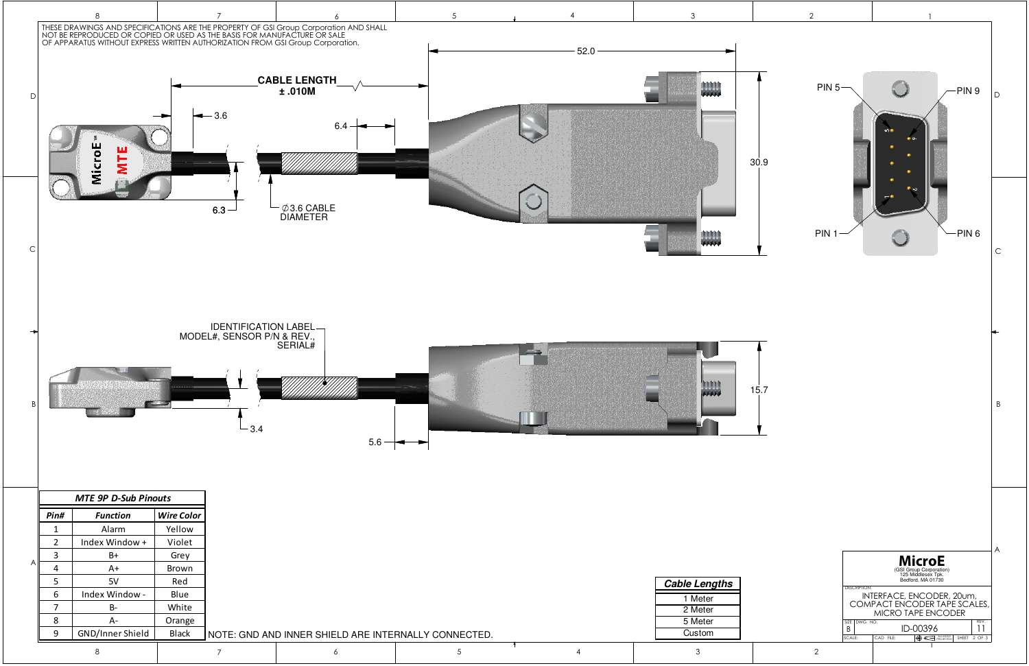THESE DRAWINGS AND SPECIFICATIONS ARE THE PROPERTY OF GSI Group Corporation AND SHALL NOT BE REPRODUCED OR COPIED OR USED AS THE BASIS FOR MANUFACTURE OR SALE OF APPARATUS WITHOUT EXPRESS WRITTEN AUTHORIZATION FROM GSI Group Corporation.

CABLE LENGTH ± .010M

52.0

3.6

6.4

6.3

∅3.6 CABLE DIAMETER

30.9

PIN 5 — PIN 9 — PIN 1 — PIN 6

IDENTIFICATION LABEL MODEL#, SENSOR P/N & REV., SERIAL#

15.7

3.4

5.6

| *MTE 9P D-Sub Pinouts* | | |
|---|---|---|
| ***Pin#*** | ***Function*** | ***Wire Color*** |
| 1 | Alarm | Yellow |
| 2 | Index Window + | Violet |
| 3 | B+ | Grey |
| 4 | A+ | Brown |
| 5 | 5V | Red |
| 6 | Index Window - | Blue |
| 7 | B- | White |
| 8 | A- | Orange |
| 9 | GND/Inner Shield | Black |

NOTE: GND AND INNER SHIELD ARE INTERNALLY CONNECTED.

| *Cable Lengths* |
|---|
| 1 Meter |
| 2 Meter |
| 5 Meter |
| Custom |

**MicroE**
(GSI Group Corporation)
125 Middlesex Tpk.
Bedford, MA 01730

DESCRIPTION: INTERFACE, ENCODER, 20um, COMPACT ENCODER TAPE SCALES, MICRO TAPE ENCODER

SIZE: B | DWG. NO.: ID-00396 | REV.: 11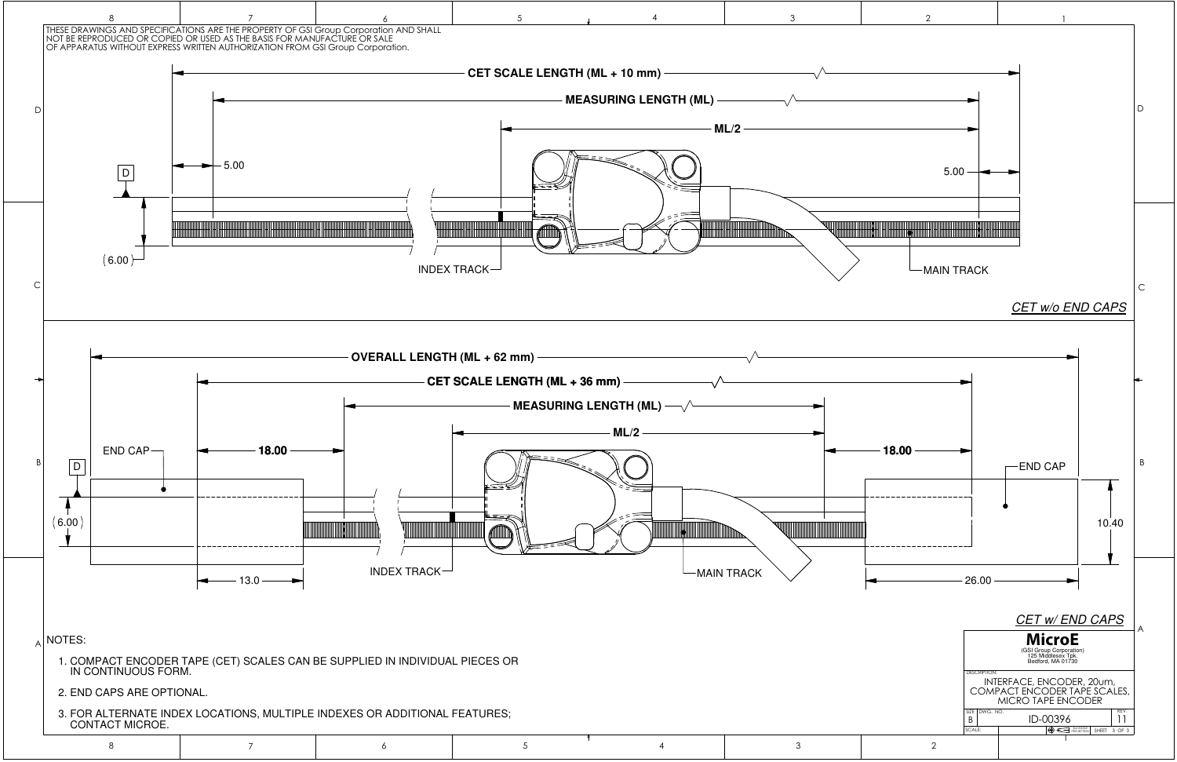THESE DRAWINGS AND SPECIFICATIONS ARE THE PROPERTY OF GSI Group Corporation AND SHALL NOT BE REPRODUCED OR COPIED OR USED AS THE BASIS FOR MANUFACTURE OR SALE OF APPARATUS WITHOUT EXPRESS WRITTEN AUTHORIZATION FROM GSI Group Corporation.

**CET SCALE LENGTH (ML + 10 mm)**

**MEASURING LENGTH (ML)**

**ML/2**

5.00

5.00

D

(6.00)

INDEX TRACK

MAIN TRACK

*CET w/o END CAPS*

**OVERALL LENGTH (ML + 62 mm)**

**CET SCALE LENGTH (ML + 36 mm)**

**MEASURING LENGTH (ML)**

**ML/2**

END CAP

**18.00**

**18.00**

END CAP

D

(6.00)

10.40

13.0

INDEX TRACK

MAIN TRACK

26.00

*CET w/ END CAPS*

NOTES:

1. COMPACT ENCODER TAPE (CET) SCALES CAN BE SUPPLIED IN INDIVIDUAL PIECES OR IN CONTINUOUS FORM.
2. END CAPS ARE OPTIONAL.
3. FOR ALTERNATE INDEX LOCATIONS, MULTIPLE INDEXES OR ADDITIONAL FEATURES; CONTACT MICROE.

**MicroE**
(GSI Group Corporation)
125 Middlesex Tpk.
Bedford, MA 01730

DESCRIPTION: INTERFACE, ENCODER, 20um, COMPACT ENCODER TAPE SCALES, MICRO TAPE ENCODER

SIZE: B | DWG. NO.: ID-00396 | REV: 11

SCALE: | SHEET 3 OF 3